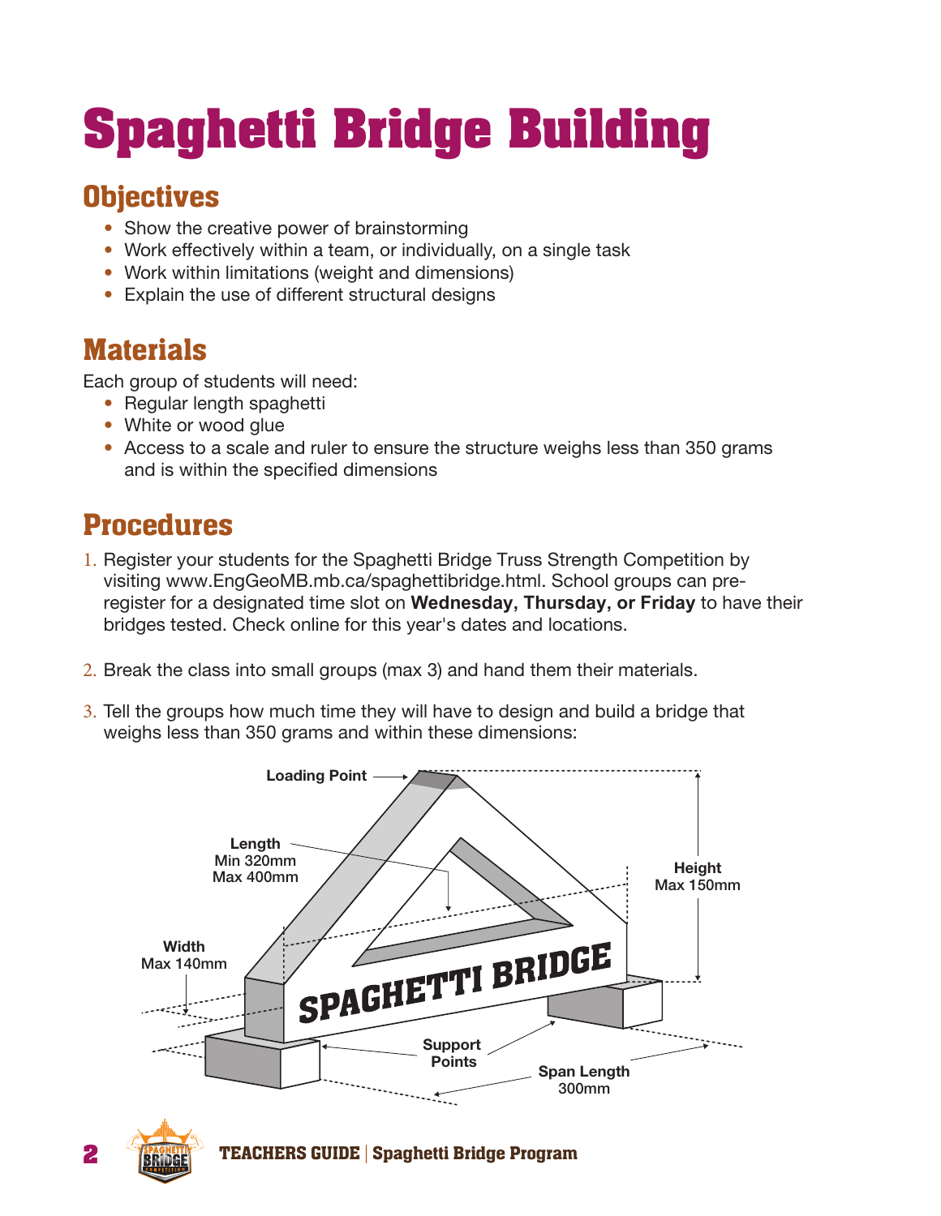# Spaghetti Bridge Building

## Objectives

- Show the creative power of brainstorming
- Work effectively within a team, or individually, on a single task
- Work within limitations (weight and dimensions)
- Explain the use of different structural designs

## Materials

Each group of students will need:

- Regular length spaghetti
- White or wood glue
- Access to a scale and ruler to ensure the structure weighs less than 350 grams and is within the specified dimensions

## Procedures

1. Register your students for the Spaghetti Bridge Truss Strength Competition by visiting www.EngGeoMB.mb.ca/spaghettibridge.html. School groups can pre-register for a designated time slot on **Wednesday, Thursday, or Friday** to have their bridges tested. Check online for this year's dates and locations.

2. Break the class into small groups (max 3) and hand them their materials.

3. Tell the groups how much time they will have to design and build a bridge that weighs less than 350 grams and within these dimensions:

Loading Point

Length
Min 320mm
Max 400mm

Height
Max 150mm

Width
Max 140mm

SPAGHETTI BRIDGE

Support Points

Span Length
300mm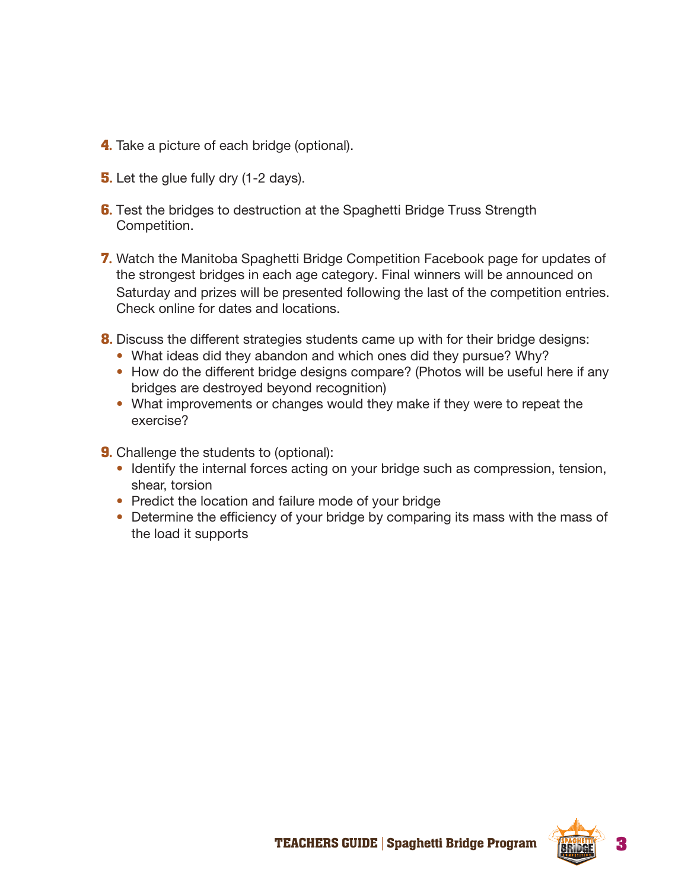4. Take a picture of each bridge (optional).

5. Let the glue fully dry (1-2 days).

6. Test the bridges to destruction at the Spaghetti Bridge Truss Strength Competition.

7. Watch the Manitoba Spaghetti Bridge Competition Facebook page for updates of the strongest bridges in each age category. Final winners will be announced on Saturday and prizes will be presented following the last of the competition entries. Check online for dates and locations.

8. Discuss the different strategies students came up with for their bridge designs:
   - What ideas did they abandon and which ones did they pursue? Why?
   - How do the different bridge designs compare? (Photos will be useful here if any bridges are destroyed beyond recognition)
   - What improvements or changes would they make if they were to repeat the exercise?

9. Challenge the students to (optional):
   - Identify the internal forces acting on your bridge such as compression, tension, shear, torsion
   - Predict the location and failure mode of your bridge
   - Determine the efficiency of your bridge by comparing its mass with the mass of the load it supports